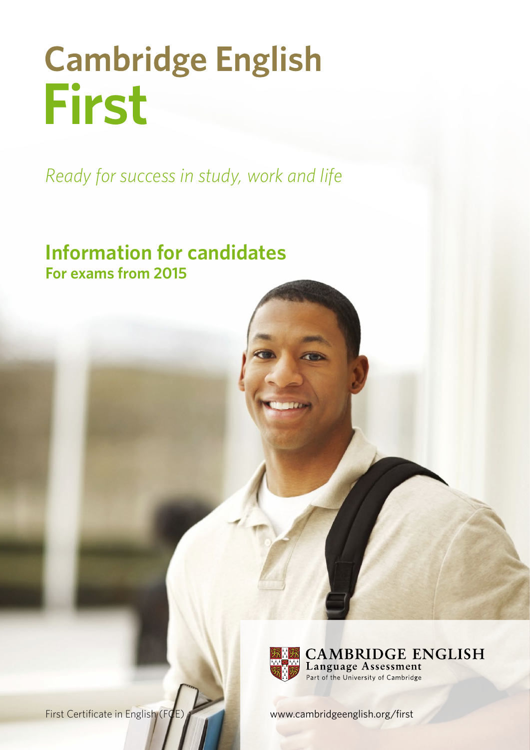# Cambridge English
# First

*Ready for success in study, work and life*

## Information for candidates
### For exams from 2015

CAMBRIDGE ENGLISH
Language Assessment
Part of the University of Cambridge

First Certificate in English (FCE)

www.cambridgeenglish.org/first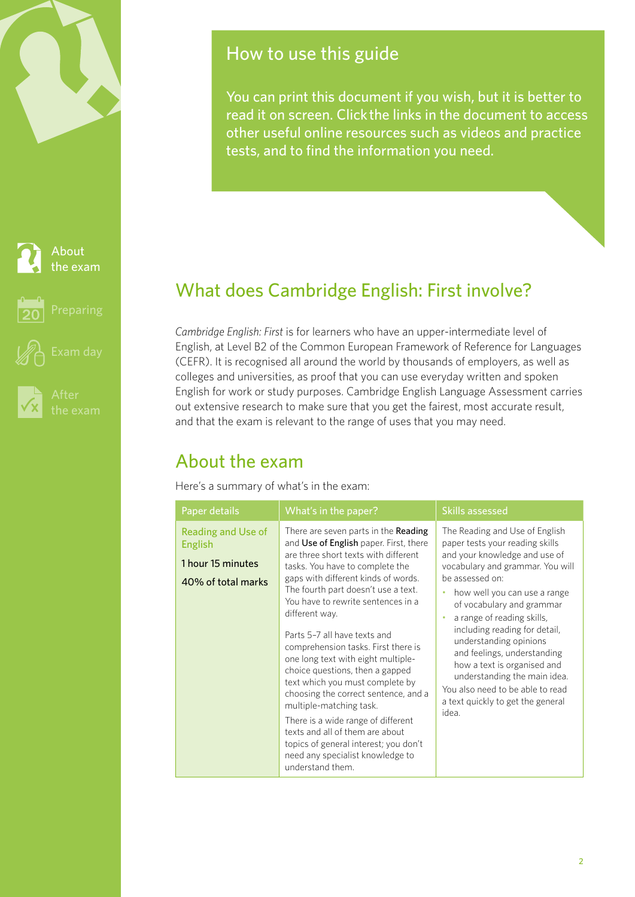## How to use this guide

You can print this document if you wish, but it is better to read it on screen. Click the links in the document to access other useful online resources such as videos and practice tests, and to find the information you need.

About the exam

Preparing

Exam day

After the exam

## What does Cambridge English: First involve?

*Cambridge English: First* is for learners who have an upper-intermediate level of English, at Level B2 of the Common European Framework of Reference for Languages (CEFR). It is recognised all around the world by thousands of employers, as well as colleges and universities, as proof that you can use everyday written and spoken English for work or study purposes. Cambridge English Language Assessment carries out extensive research to make sure that you get the fairest, most accurate result, and that the exam is relevant to the range of uses that you may need.

## About the exam

Here's a summary of what's in the exam:

| Paper details | What's in the paper? | Skills assessed |
| --- | --- | --- |
| Reading and Use of English<br><br>1 hour 15 minutes<br><br>40% of total marks | There are seven parts in the **Reading** and **Use of English** paper. First, there are three short texts with different tasks. You have to complete the gaps with different kinds of words. The fourth part doesn't use a text. You have to rewrite sentences in a different way.<br><br>Parts 5–7 all have texts and comprehension tasks. First there is one long text with eight multiple-choice questions, then a gapped text which you must complete by choosing the correct sentence, and a multiple-matching task.<br><br>There is a wide range of different texts and all of them are about topics of general interest; you don't need any specialist knowledge to understand them. | The Reading and Use of English paper tests your reading skills and your knowledge and use of vocabulary and grammar. You will be assessed on:<br>• how well you can use a range of vocabulary and grammar<br>• a range of reading skills, including reading for detail, understanding opinions and feelings, understanding how a text is organised and understanding the main idea.<br><br>You also need to be able to read a text quickly to get the general idea. |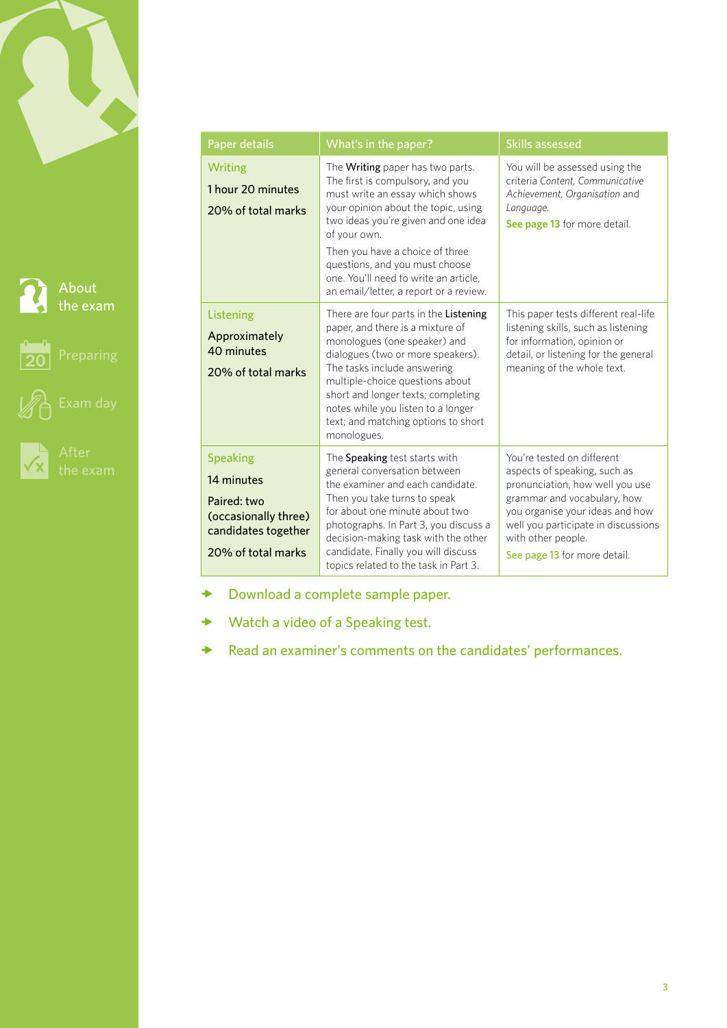| Paper details | What's in the paper? | Skills assessed |
|---|---|---|
| Writing<br>1 hour 20 minutes<br>20% of total marks | The **Writing** paper has two parts. The first is compulsory, and you must write an essay which shows your opinion about the topic, using two ideas you're given and one idea of your own.<br>Then you have a choice of three questions, and you must choose one. You'll need to write an article, an email/letter, a report or a review. | You will be assessed using the criteria *Content*, *Communicative Achievement*, *Organisation* and *Language*.<br>**See page 13** for more detail. |
| Listening<br>Approximately 40 minutes<br>20% of total marks | There are four parts in the **Listening** paper, and there is a mixture of monologues (one speaker) and dialogues (two or more speakers). The tasks include answering multiple-choice questions about short and longer texts; completing notes while you listen to a longer text; and matching options to short monologues. | This paper tests different real-life listening skills, such as listening for information, opinion or detail, or listening for the general meaning of the whole text. |
| Speaking<br>14 minutes<br>Paired: two (occasionally three) candidates together<br>20% of total marks | The **Speaking** test starts with general conversation between the examiner and each candidate. Then you take turns to speak for about one minute about two photographs. In Part 3, you discuss a decision-making task with the other candidate. Finally you will discuss topics related to the task in Part 3. | You're tested on different aspects of speaking, such as pronunciation, how well you use grammar and vocabulary, how you organise your ideas and how well you participate in discussions with other people.<br>See page 13 for more detail. |

- Download a complete sample paper.
- Watch a video of a Speaking test.
- Read an examiner's comments on the candidates' performances.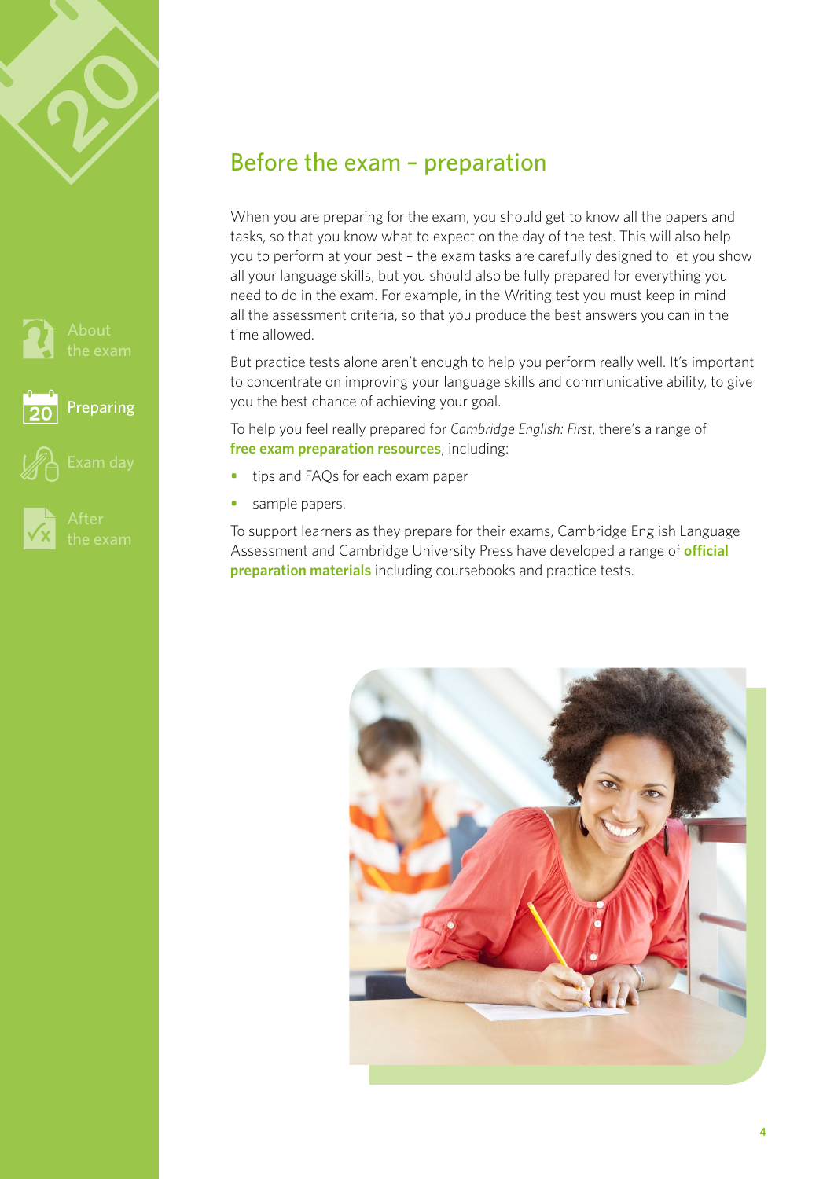## Before the exam – preparation

When you are preparing for the exam, you should get to know all the papers and tasks, so that you know what to expect on the day of the test. This will also help you to perform at your best – the exam tasks are carefully designed to let you show all your language skills, but you should also be fully prepared for everything you need to do in the exam. For example, in the Writing test you must keep in mind all the assessment criteria, so that you produce the best answers you can in the time allowed.

But practice tests alone aren't enough to help you perform really well. It's important to concentrate on improving your language skills and communicative ability, to give you the best chance of achieving your goal.

To help you feel really prepared for *Cambridge English: First*, there's a range of **free exam preparation resources**, including:

- tips and FAQs for each exam paper
- sample papers.

To support learners as they prepare for their exams, Cambridge English Language Assessment and Cambridge University Press have developed a range of **official preparation materials** including coursebooks and practice tests.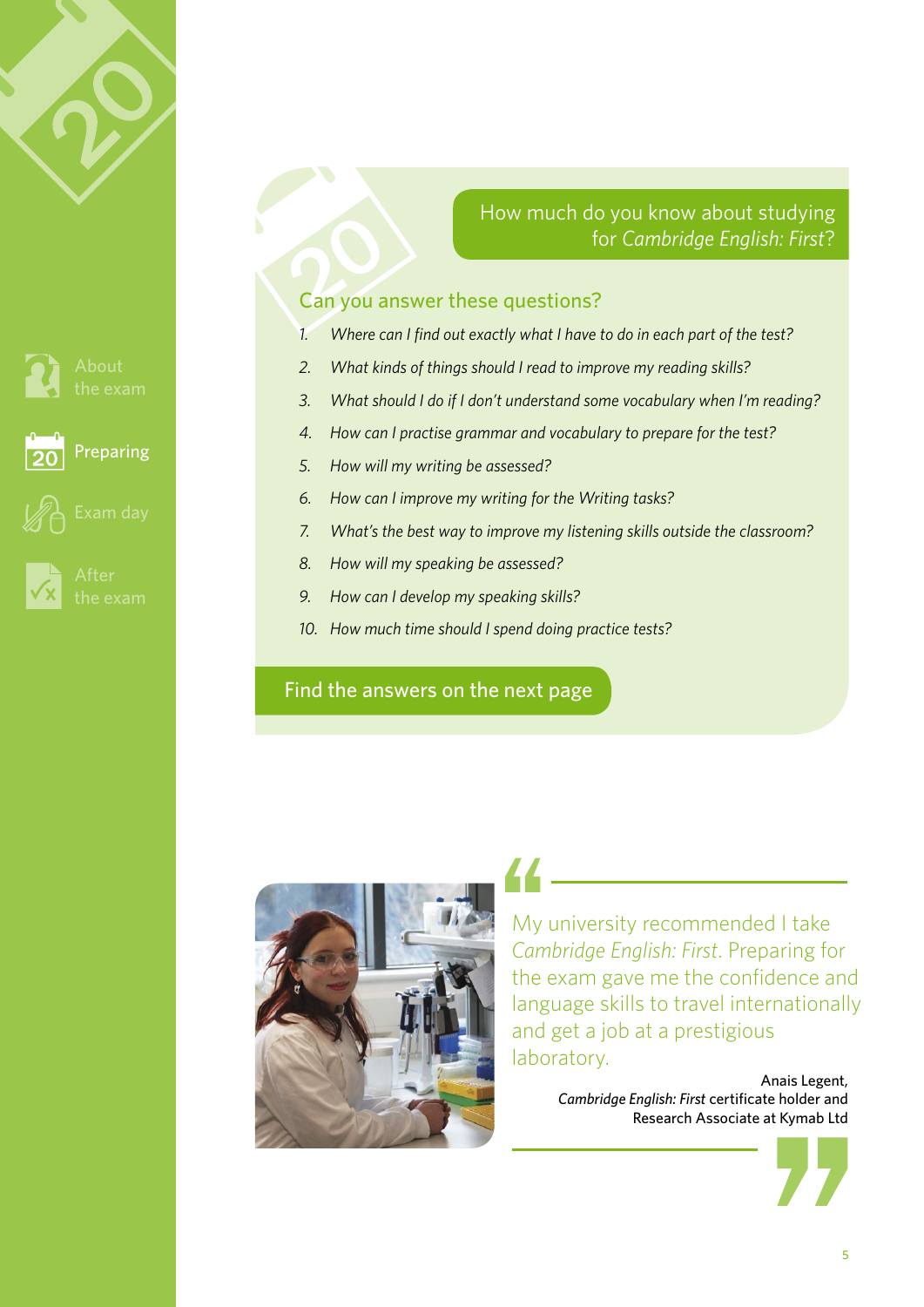About the exam

Preparing

Exam day

After the exam

## How much do you know about studying for *Cambridge English: First*?

### Can you answer these questions?

1. *Where can I find out exactly what I have to do in each part of the test?*
2. *What kinds of things should I read to improve my reading skills?*
3. *What should I do if I don't understand some vocabulary when I'm reading?*
4. *How can I practise grammar and vocabulary to prepare for the test?*
5. *How will my writing be assessed?*
6. *How can I improve my writing for the Writing tasks?*
7. *What's the best way to improve my listening skills outside the classroom?*
8. *How will my speaking be assessed?*
9. *How can I develop my speaking skills?*
10. *How much time should I spend doing practice tests?*

**Find the answers on the next page**

> My university recommended I take *Cambridge English: First*. Preparing for the exam gave me the confidence and language skills to travel internationally and get a job at a prestigious laboratory.

Anais Legent,
*Cambridge English: First* certificate holder and Research Associate at Kymab Ltd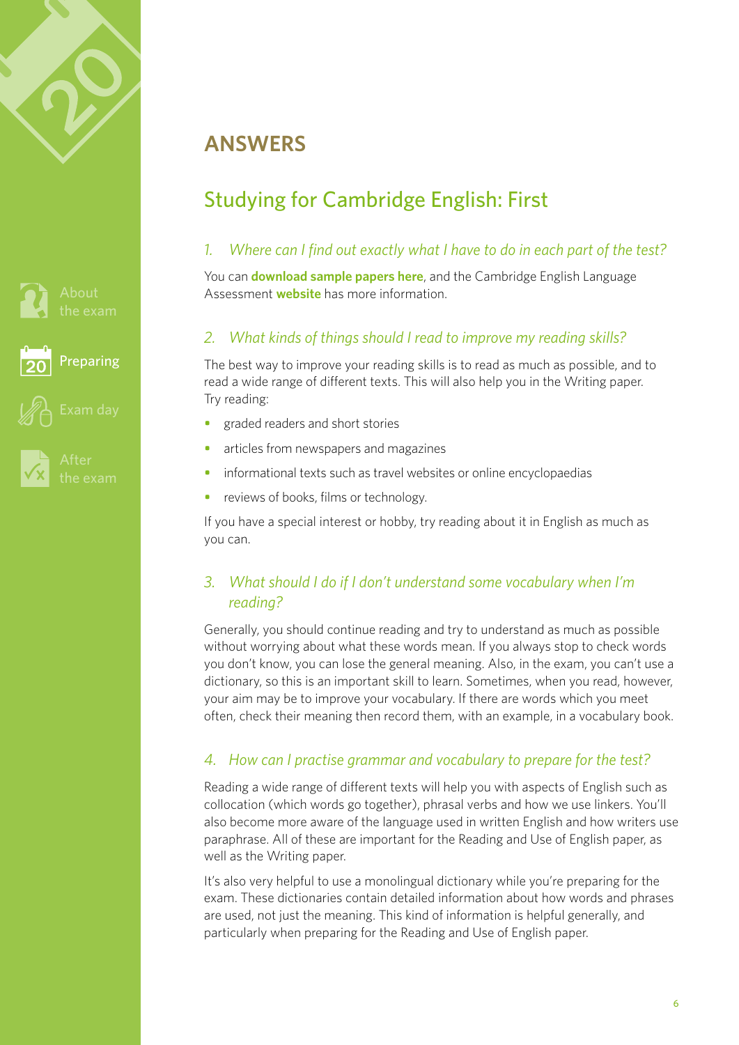# ANSWERS

## Studying for Cambridge English: First

### *1. Where can I find out exactly what I have to do in each part of the test?*

You can **download sample papers here**, and the Cambridge English Language Assessment **website** has more information.

### *2. What kinds of things should I read to improve my reading skills?*

The best way to improve your reading skills is to read as much as possible, and to read a wide range of different texts. This will also help you in the Writing paper. Try reading:

- graded readers and short stories
- articles from newspapers and magazines
- informational texts such as travel websites or online encyclopaedias
- reviews of books, films or technology.

If you have a special interest or hobby, try reading about it in English as much as you can.

### *3. What should I do if I don't understand some vocabulary when I'm reading?*

Generally, you should continue reading and try to understand as much as possible without worrying about what these words mean. If you always stop to check words you don't know, you can lose the general meaning. Also, in the exam, you can't use a dictionary, so this is an important skill to learn. Sometimes, when you read, however, your aim may be to improve your vocabulary. If there are words which you meet often, check their meaning then record them, with an example, in a vocabulary book.

### *4. How can I practise grammar and vocabulary to prepare for the test?*

Reading a wide range of different texts will help you with aspects of English such as collocation (which words go together), phrasal verbs and how we use linkers. You'll also become more aware of the language used in written English and how writers use paraphrase. All of these are important for the Reading and Use of English paper, as well as the Writing paper.

It's also very helpful to use a monolingual dictionary while you're preparing for the exam. These dictionaries contain detailed information about how words and phrases are used, not just the meaning. This kind of information is helpful generally, and particularly when preparing for the Reading and Use of English paper.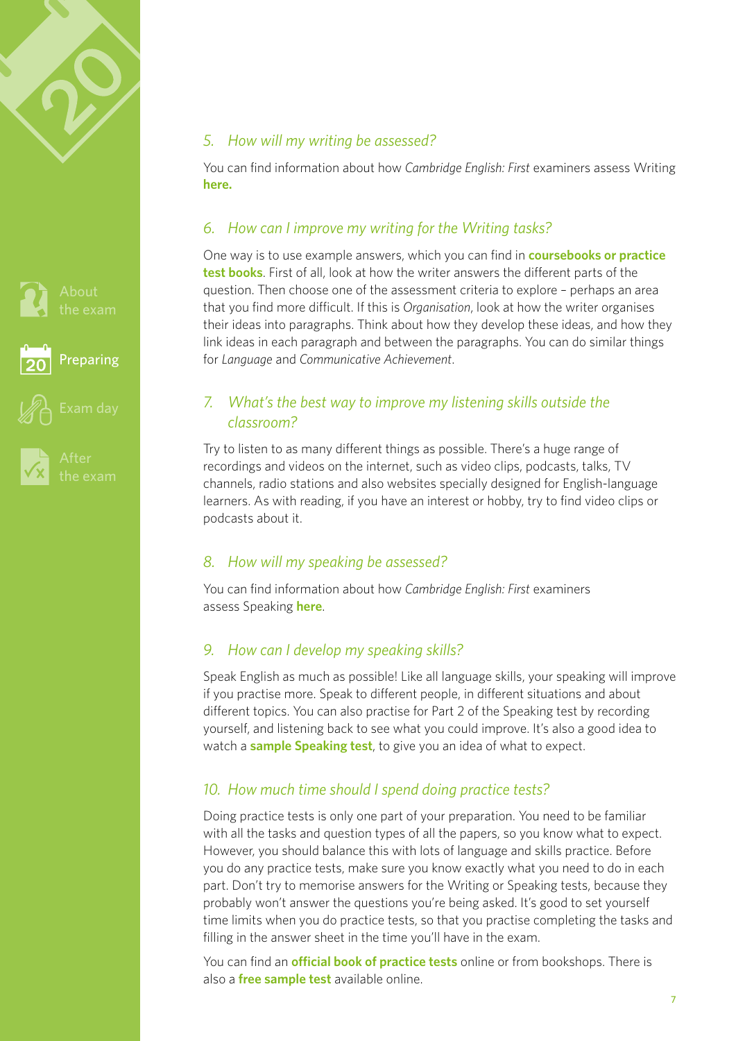### 5. *How will my writing be assessed?*

You can find information about how *Cambridge English: First* examiners assess Writing **here.**

### 6. *How can I improve my writing for the Writing tasks?*

One way is to use example answers, which you can find in **coursebooks or practice test books**. First of all, look at how the writer answers the different parts of the question. Then choose one of the assessment criteria to explore – perhaps an area that you find more difficult. If this is *Organisation*, look at how the writer organises their ideas into paragraphs. Think about how they develop these ideas, and how they link ideas in each paragraph and between the paragraphs. You can do similar things for *Language* and *Communicative Achievement*.

### 7. *What's the best way to improve my listening skills outside the classroom?*

Try to listen to as many different things as possible. There's a huge range of recordings and videos on the internet, such as video clips, podcasts, talks, TV channels, radio stations and also websites specially designed for English-language learners. As with reading, if you have an interest or hobby, try to find video clips or podcasts about it.

### 8. *How will my speaking be assessed?*

You can find information about how *Cambridge English: First* examiners assess Speaking **here**.

### 9. *How can I develop my speaking skills?*

Speak English as much as possible! Like all language skills, your speaking will improve if you practise more. Speak to different people, in different situations and about different topics. You can also practise for Part 2 of the Speaking test by recording yourself, and listening back to see what you could improve. It's also a good idea to watch a **sample Speaking test**, to give you an idea of what to expect.

### 10. *How much time should I spend doing practice tests?*

Doing practice tests is only one part of your preparation. You need to be familiar with all the tasks and question types of all the papers, so you know what to expect. However, you should balance this with lots of language and skills practice. Before you do any practice tests, make sure you know exactly what you need to do in each part. Don't try to memorise answers for the Writing or Speaking tests, because they probably won't answer the questions you're being asked. It's good to set yourself time limits when you do practice tests, so that you practise completing the tasks and filling in the answer sheet in the time you'll have in the exam.

You can find an **official book of practice tests** online or from bookshops. There is also a **free sample test** available online.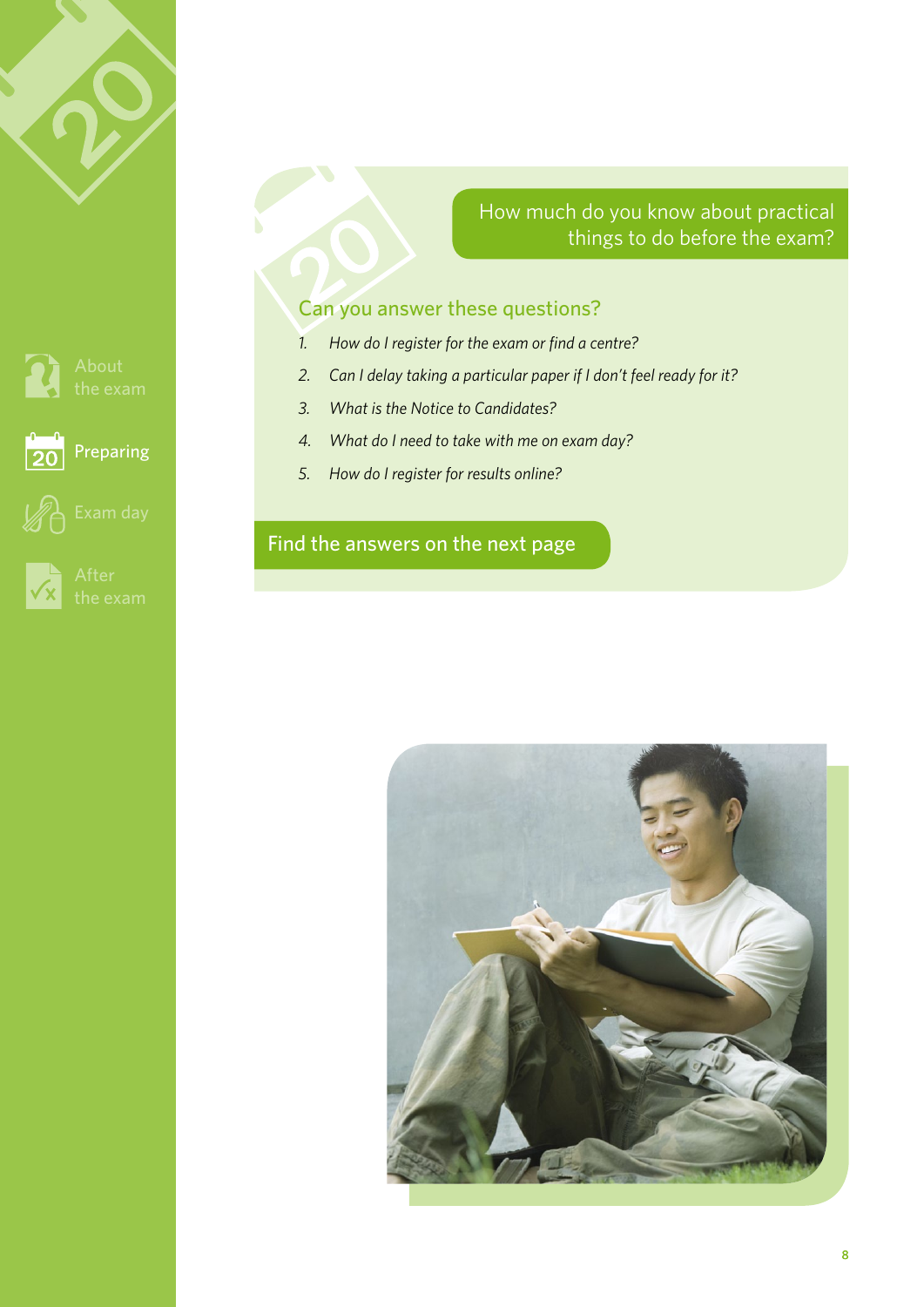## How much do you know about practical things to do before the exam?

### Can you answer these questions?

1. *How do I register for the exam or find a centre?*
2. *Can I delay taking a particular paper if I don't feel ready for it?*
3. *What is the Notice to Candidates?*
4. *What do I need to take with me on exam day?*
5. *How do I register for results online?*

**Find the answers on the next page**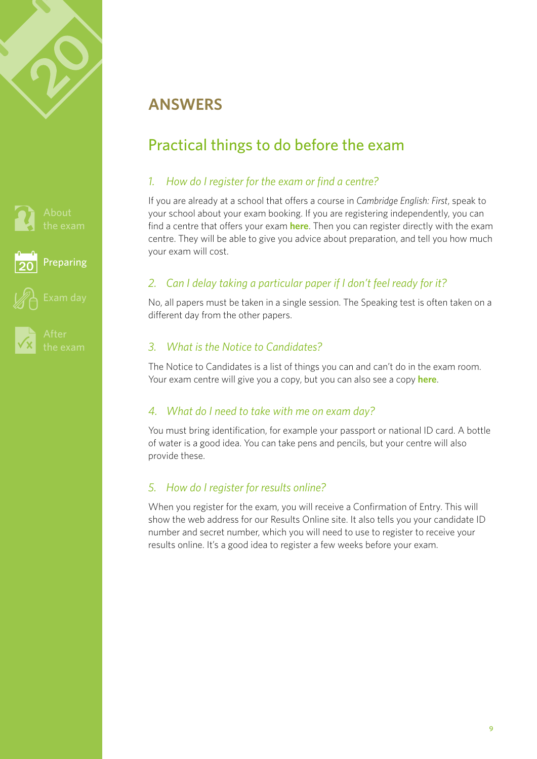# ANSWERS

## Practical things to do before the exam

### *1. How do I register for the exam or find a centre?*

If you are already at a school that offers a course in *Cambridge English: First*, speak to your school about your exam booking. If you are registering independently, you can find a centre that offers your exam **here**. Then you can register directly with the exam centre. They will be able to give you advice about preparation, and tell you how much your exam will cost.

### *2. Can I delay taking a particular paper if I don't feel ready for it?*

No, all papers must be taken in a single session. The Speaking test is often taken on a different day from the other papers.

### *3. What is the Notice to Candidates?*

The Notice to Candidates is a list of things you can and can't do in the exam room. Your exam centre will give you a copy, but you can also see a copy **here**.

### *4. What do I need to take with me on exam day?*

You must bring identification, for example your passport or national ID card. A bottle of water is a good idea. You can take pens and pencils, but your centre will also provide these.

### *5. How do I register for results online?*

When you register for the exam, you will receive a Confirmation of Entry. This will show the web address for our Results Online site. It also tells you your candidate ID number and secret number, which you will need to use to register to receive your results online. It's a good idea to register a few weeks before your exam.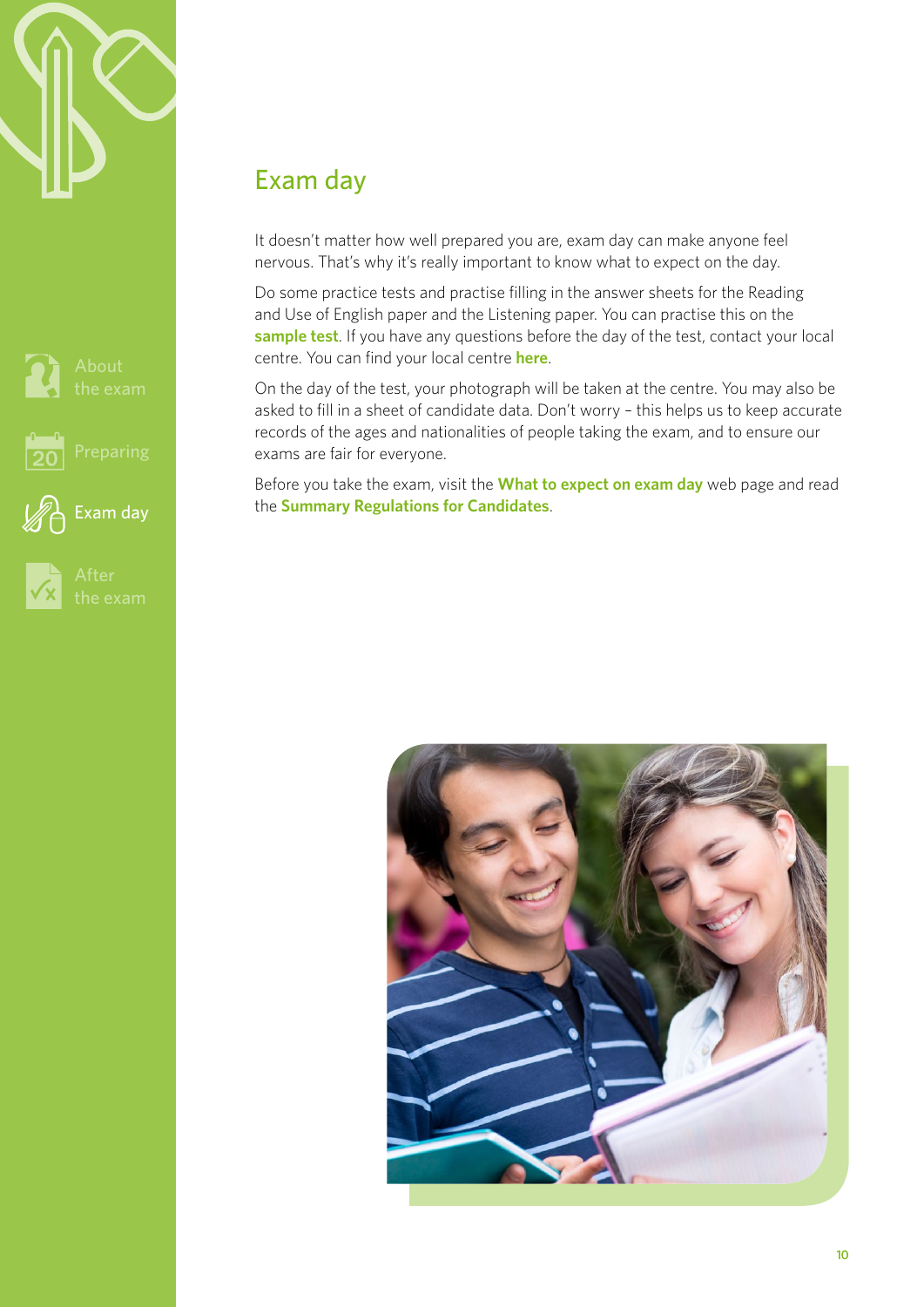# Exam day

It doesn't matter how well prepared you are, exam day can make anyone feel nervous. That's why it's really important to know what to expect on the day.

Do some practice tests and practise filling in the answer sheets for the Reading and Use of English paper and the Listening paper. You can practise this on the **sample test**. If you have any questions before the day of the test, contact your local centre. You can find your local centre **here**.

On the day of the test, your photograph will be taken at the centre. You may also be asked to fill in a sheet of candidate data. Don't worry – this helps us to keep accurate records of the ages and nationalities of people taking the exam, and to ensure our exams are fair for everyone.

Before you take the exam, visit the **What to expect on exam day** web page and read the **Summary Regulations for Candidates**.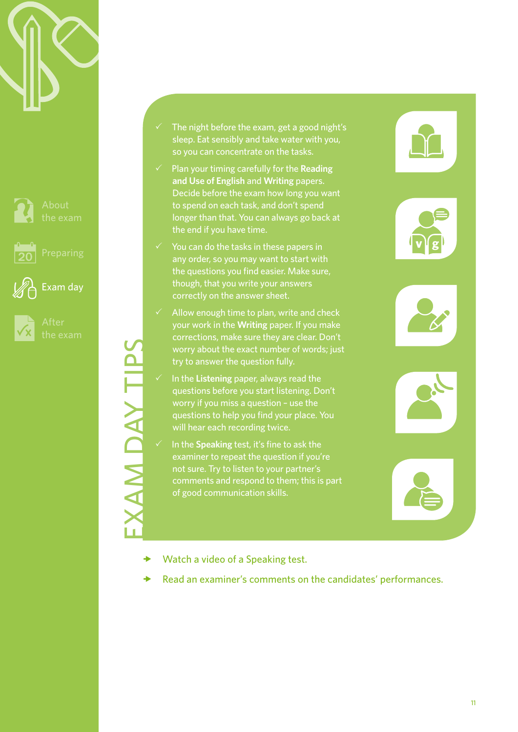# EXAM DAY TIPS

- ✓ The night before the exam, get a good night's sleep. Eat sensibly and take water with you, so you can concentrate on the tasks.
- ✓ Plan your timing carefully for the **Reading and Use of English** and **Writing** papers. Decide before the exam how long you want to spend on each task, and don't spend longer than that. You can always go back at the end if you have time.
- ✓ You can do the tasks in these papers in any order, so you may want to start with the questions you find easier. Make sure, though, that you write your answers correctly on the answer sheet.
- ✓ Allow enough time to plan, write and check your work in the **Writing** paper. If you make corrections, make sure they are clear. Don't worry about the exact number of words; just try to answer the question fully.
- ✓ In the **Listening** paper, always read the questions before you start listening. Don't worry if you miss a question – use the questions to help you find your place. You will hear each recording twice.
- ✓ In the **Speaking** test, it's fine to ask the examiner to repeat the question if you're not sure. Try to listen to your partner's comments and respond to them; this is part of good communication skills.

→ Watch a video of a Speaking test.

→ Read an examiner's comments on the candidates' performances.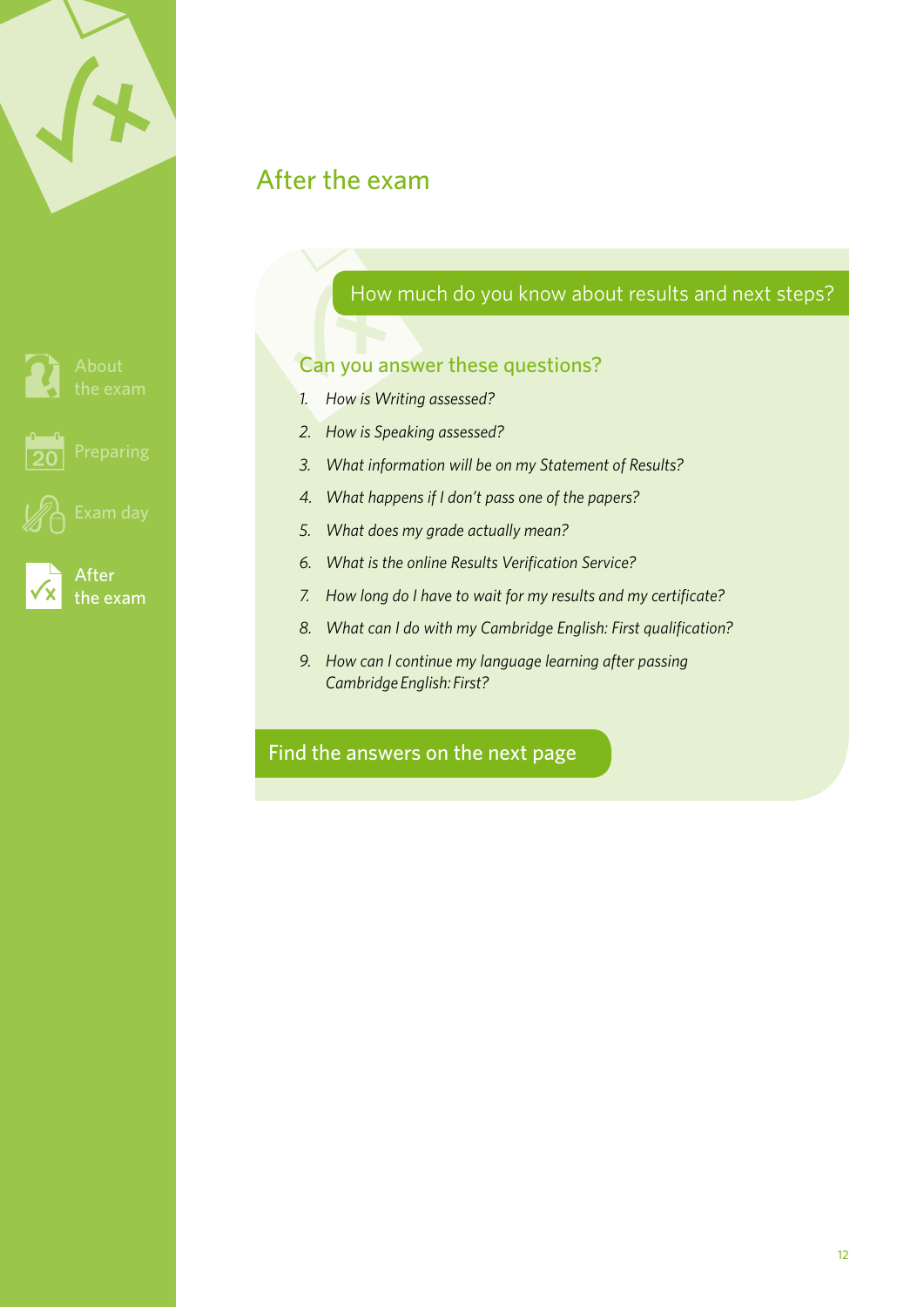# After the exam

## How much do you know about results and next steps?

### Can you answer these questions?

1. *How is Writing assessed?*
2. *How is Speaking assessed?*
3. *What information will be on my Statement of Results?*
4. *What happens if I don't pass one of the papers?*
5. *What does my grade actually mean?*
6. *What is the online Results Verification Service?*
7. *How long do I have to wait for my results and my certificate?*
8. *What can I do with my Cambridge English: First qualification?*
9. *How can I continue my language learning after passing Cambridge English: First?*

Find the answers on the next page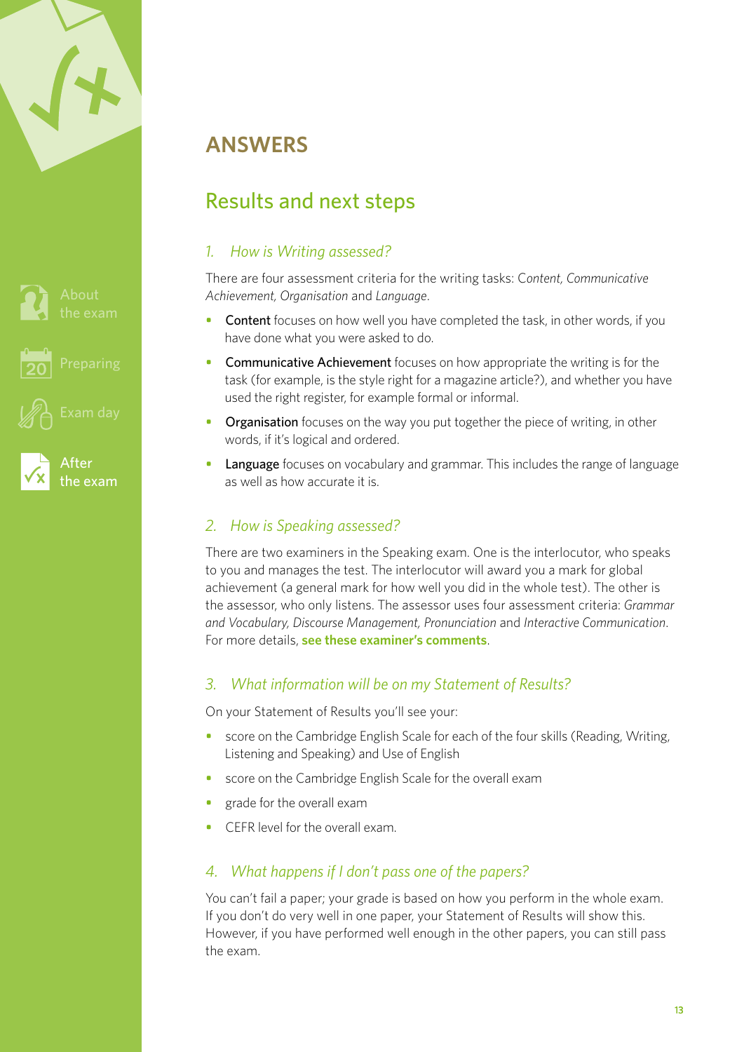# ANSWERS

## Results and next steps

### *1. How is Writing assessed?*

There are four assessment criteria for the writing tasks: *Content, Communicative Achievement, Organisation* and *Language*.

- **Content** focuses on how well you have completed the task, in other words, if you have done what you were asked to do.
- **Communicative Achievement** focuses on how appropriate the writing is for the task (for example, is the style right for a magazine article?), and whether you have used the right register, for example formal or informal.
- **Organisation** focuses on the way you put together the piece of writing, in other words, if it's logical and ordered.
- **Language** focuses on vocabulary and grammar. This includes the range of language as well as how accurate it is.

### *2. How is Speaking assessed?*

There are two examiners in the Speaking exam. One is the interlocutor, who speaks to you and manages the test. The interlocutor will award you a mark for global achievement (a general mark for how well you did in the whole test). The other is the assessor, who only listens. The assessor uses four assessment criteria: *Grammar and Vocabulary, Discourse Management, Pronunciation* and *Interactive Communication*. For more details, **see these examiner's comments**.

### *3. What information will be on my Statement of Results?*

On your Statement of Results you'll see your:

- score on the Cambridge English Scale for each of the four skills (Reading, Writing, Listening and Speaking) and Use of English
- score on the Cambridge English Scale for the overall exam
- grade for the overall exam
- CEFR level for the overall exam.

### *4. What happens if I don't pass one of the papers?*

You can't fail a paper; your grade is based on how you perform in the whole exam. If you don't do very well in one paper, your Statement of Results will show this. However, if you have performed well enough in the other papers, you can still pass the exam.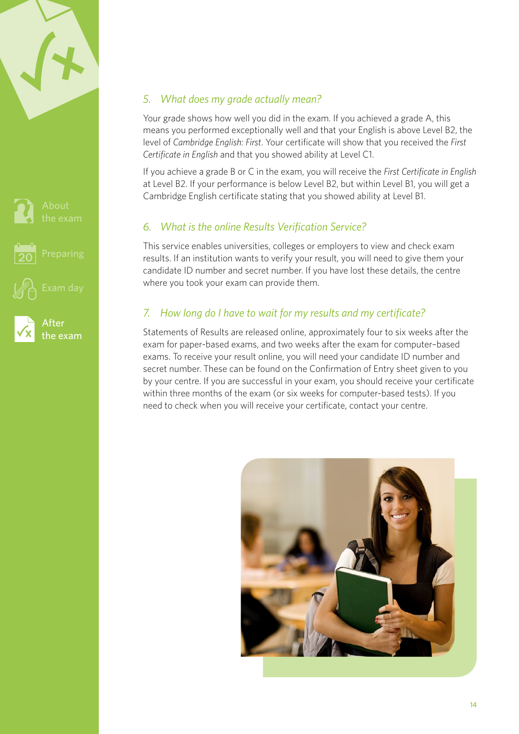## 5. *What does my grade actually mean?*

Your grade shows how well you did in the exam. If you achieved a grade A, this means you performed exceptionally well and that your English is above Level B2, the level of *Cambridge English: First*. Your certificate will show that you received the *First Certificate in English* and that you showed ability at Level C1.

If you achieve a grade B or C in the exam, you will receive the *First Certificate in English* at Level B2. If your performance is below Level B2, but within Level B1, you will get a Cambridge English certificate stating that you showed ability at Level B1.

## 6. *What is the online Results Verification Service?*

This service enables universities, colleges or employers to view and check exam results. If an institution wants to verify your result, you will need to give them your candidate ID number and secret number. If you have lost these details, the centre where you took your exam can provide them.

## 7. *How long do I have to wait for my results and my certificate?*

Statements of Results are released online, approximately four to six weeks after the exam for paper-based exams, and two weeks after the exam for computer–based exams. To receive your result online, you will need your candidate ID number and secret number. These can be found on the Confirmation of Entry sheet given to you by your centre. If you are successful in your exam, you should receive your certificate within three months of the exam (or six weeks for computer-based tests). If you need to check when you will receive your certificate, contact your centre.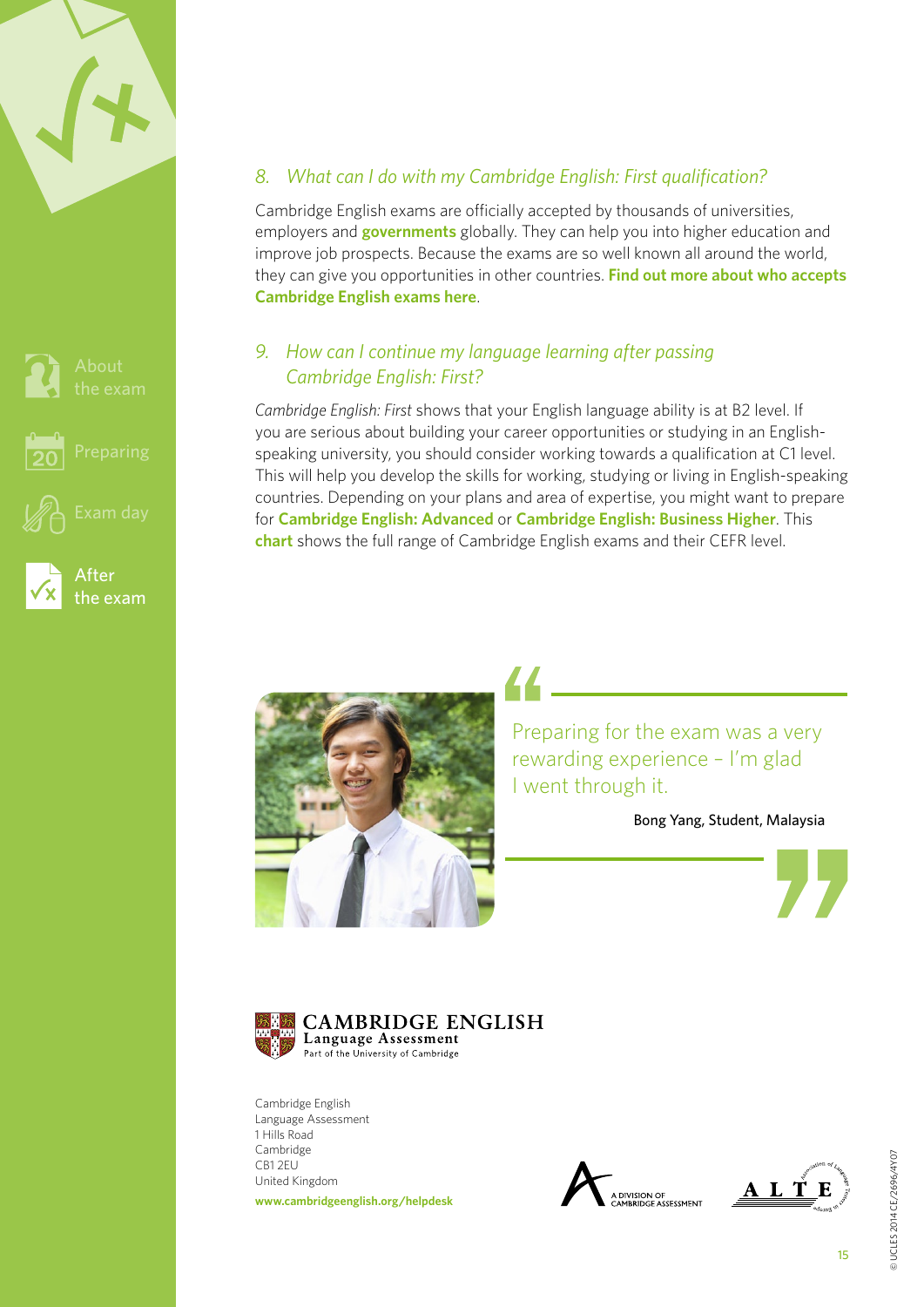## *8. What can I do with my Cambridge English: First qualification?*

Cambridge English exams are officially accepted by thousands of universities, employers and **governments** globally. They can help you into higher education and improve job prospects. Because the exams are so well known all around the world, they can give you opportunities in other countries. **Find out more about who accepts Cambridge English exams here**.

## *9. How can I continue my language learning after passing Cambridge English: First?*

*Cambridge English: First* shows that your English language ability is at B2 level. If you are serious about building your career opportunities or studying in an English-speaking university, you should consider working towards a qualification at C1 level. This will help you develop the skills for working, studying or living in English-speaking countries. Depending on your plans and area of expertise, you might want to prepare for **Cambridge English: Advanced** or **Cambridge English: Business Higher**. This **chart** shows the full range of Cambridge English exams and their CEFR level.

> Preparing for the exam was a very rewarding experience – I'm glad I went through it.
>
> Bong Yang, Student, Malaysia

CAMBRIDGE ENGLISH
Language Assessment
Part of the University of Cambridge

Cambridge English
Language Assessment
1 Hills Road
Cambridge
CB1 2EU
United Kingdom

**www.cambridgeenglish.org/helpdesk**

A DIVISION OF CAMBRIDGE ASSESSMENT

ALTE

© UCLES 2014 CE/2696/4Y07